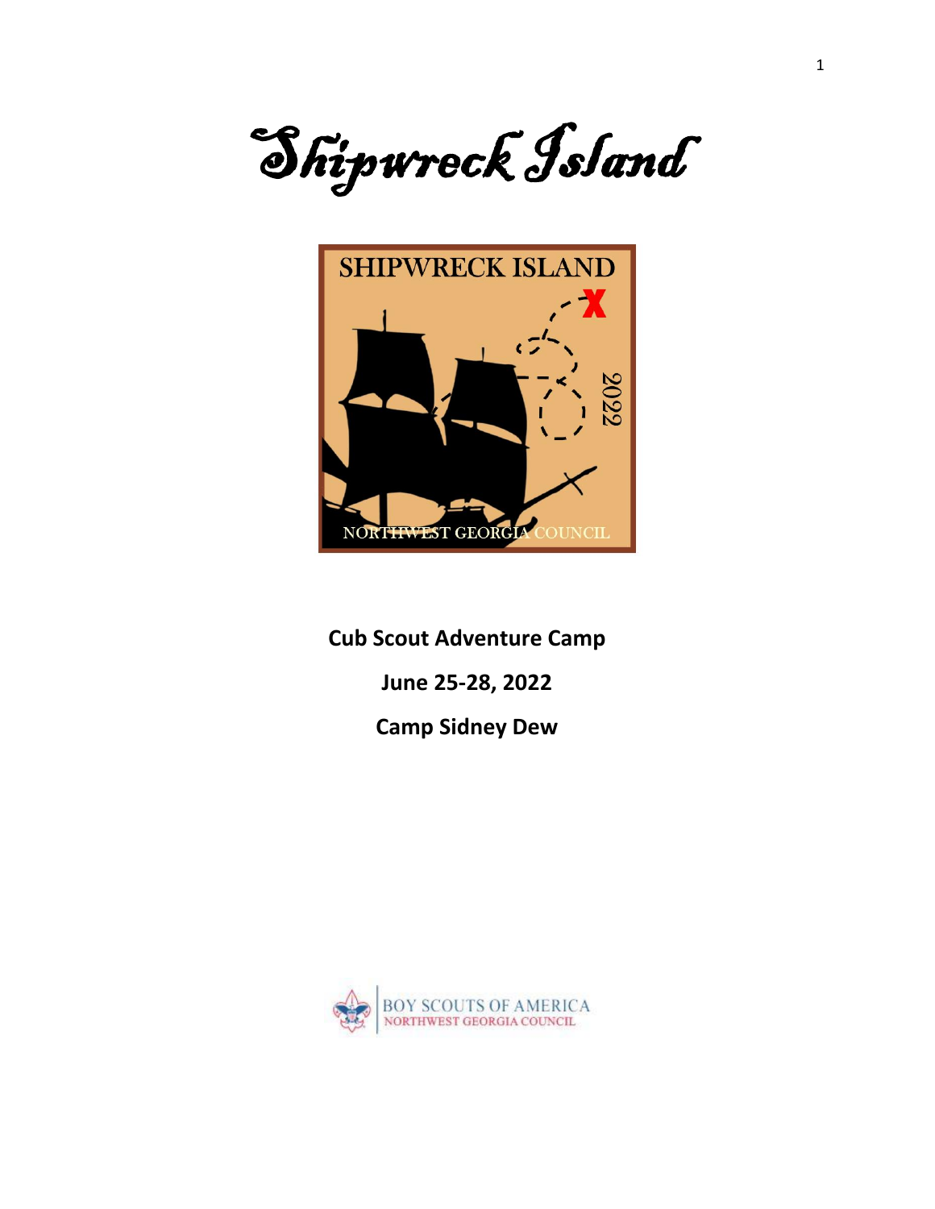# Shipwreck Island

SHIPWRECK ISLAND

2022

NORTHWEST GEORGIA COUNCIL

**Cub Scout Adventure Camp**

**June 25-28, 2022**

**Camp Sidney Dew**

BOY SCOUTS OF AMERICA
NORTHWEST GEORGIA COUNCIL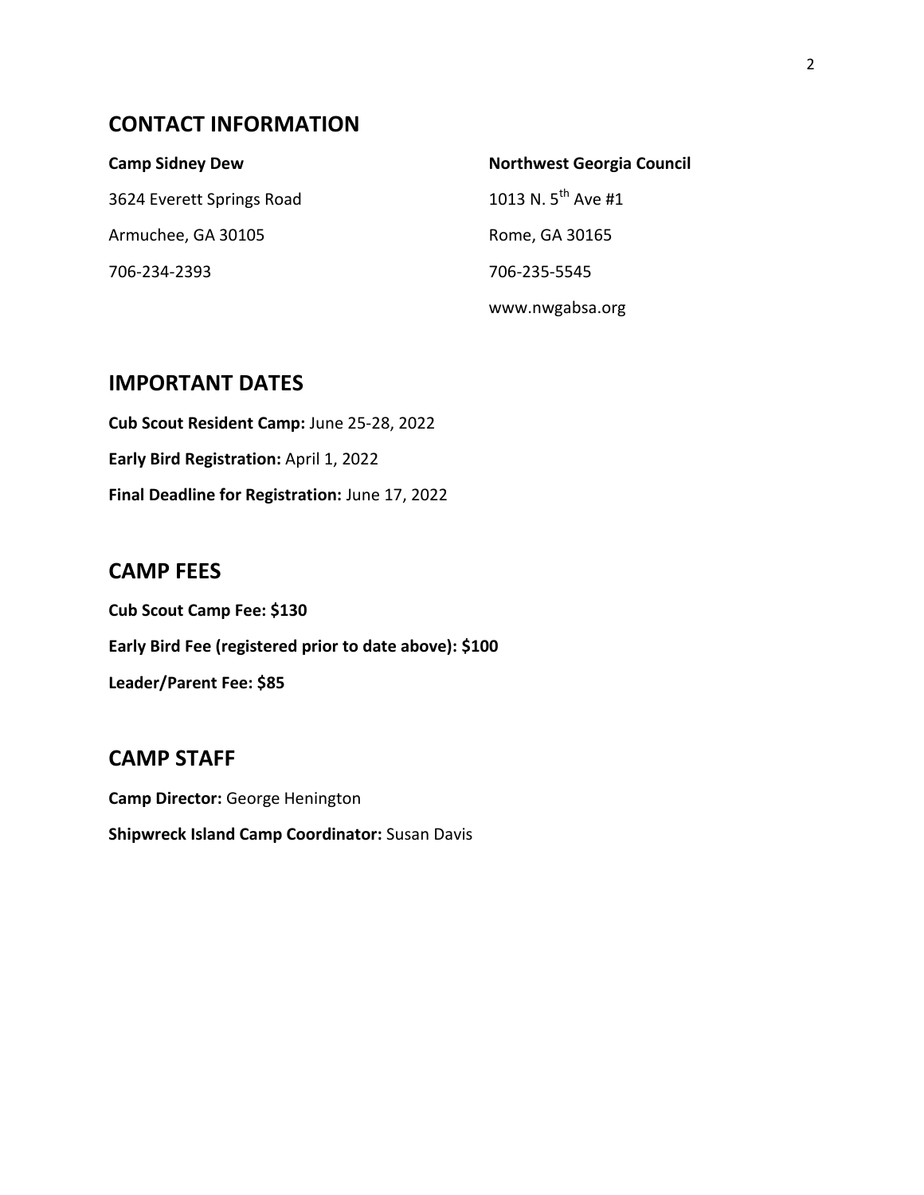## CONTACT INFORMATION

**Camp Sidney Dew**

3624 Everett Springs Road

Armuchee, GA 30105

706-234-2393

**Northwest Georgia Council**

1013 N. 5th Ave #1

Rome, GA 30165

706-235-5545

www.nwgabsa.org

## IMPORTANT DATES

**Cub Scout Resident Camp:** June 25-28, 2022

**Early Bird Registration:** April 1, 2022

**Final Deadline for Registration:** June 17, 2022

## CAMP FEES

**Cub Scout Camp Fee: $130**

**Early Bird Fee (registered prior to date above): $100**

**Leader/Parent Fee: $85**

## CAMP STAFF

**Camp Director:** George Henington

**Shipwreck Island Camp Coordinator:** Susan Davis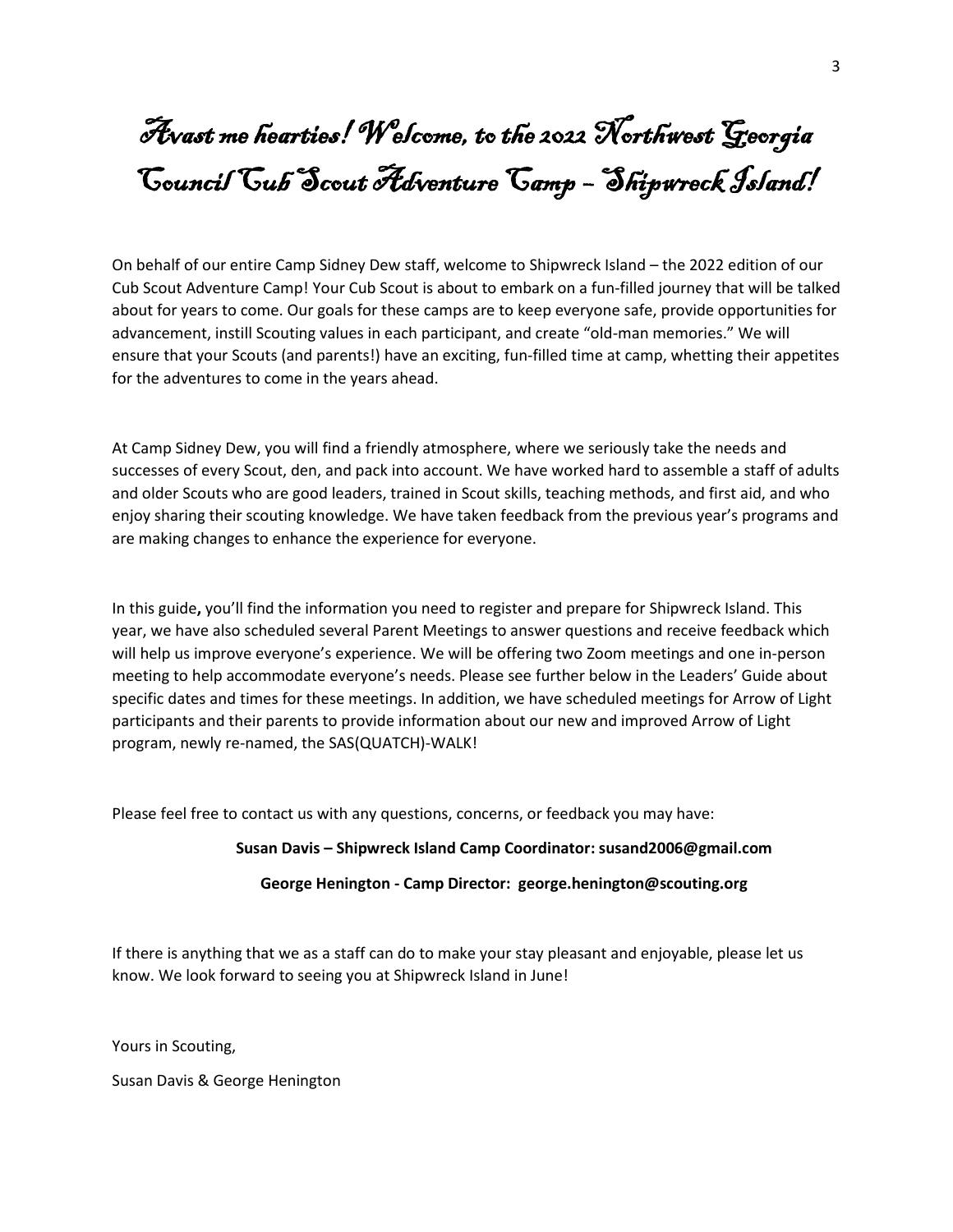# Avast me hearties! Welcome, to the 2022 Northwest Georgia Council Cub Scout Adventure Camp – Shipwreck Island!

On behalf of our entire Camp Sidney Dew staff, welcome to Shipwreck Island – the 2022 edition of our Cub Scout Adventure Camp! Your Cub Scout is about to embark on a fun-filled journey that will be talked about for years to come. Our goals for these camps are to keep everyone safe, provide opportunities for advancement, instill Scouting values in each participant, and create "old-man memories." We will ensure that your Scouts (and parents!) have an exciting, fun-filled time at camp, whetting their appetites for the adventures to come in the years ahead.

At Camp Sidney Dew, you will find a friendly atmosphere, where we seriously take the needs and successes of every Scout, den, and pack into account. We have worked hard to assemble a staff of adults and older Scouts who are good leaders, trained in Scout skills, teaching methods, and first aid, and who enjoy sharing their scouting knowledge. We have taken feedback from the previous year's programs and are making changes to enhance the experience for everyone.

In this guide**,** you'll find the information you need to register and prepare for Shipwreck Island. This year, we have also scheduled several Parent Meetings to answer questions and receive feedback which will help us improve everyone's experience. We will be offering two Zoom meetings and one in-person meeting to help accommodate everyone's needs. Please see further below in the Leaders' Guide about specific dates and times for these meetings. In addition, we have scheduled meetings for Arrow of Light participants and their parents to provide information about our new and improved Arrow of Light program, newly re-named, the SAS(QUATCH)-WALK!

Please feel free to contact us with any questions, concerns, or feedback you may have:

**Susan Davis – Shipwreck Island Camp Coordinator: susand2006@gmail.com**

**George Henington - Camp Director: george.henington@scouting.org**

If there is anything that we as a staff can do to make your stay pleasant and enjoyable, please let us know. We look forward to seeing you at Shipwreck Island in June!

Yours in Scouting,

Susan Davis & George Henington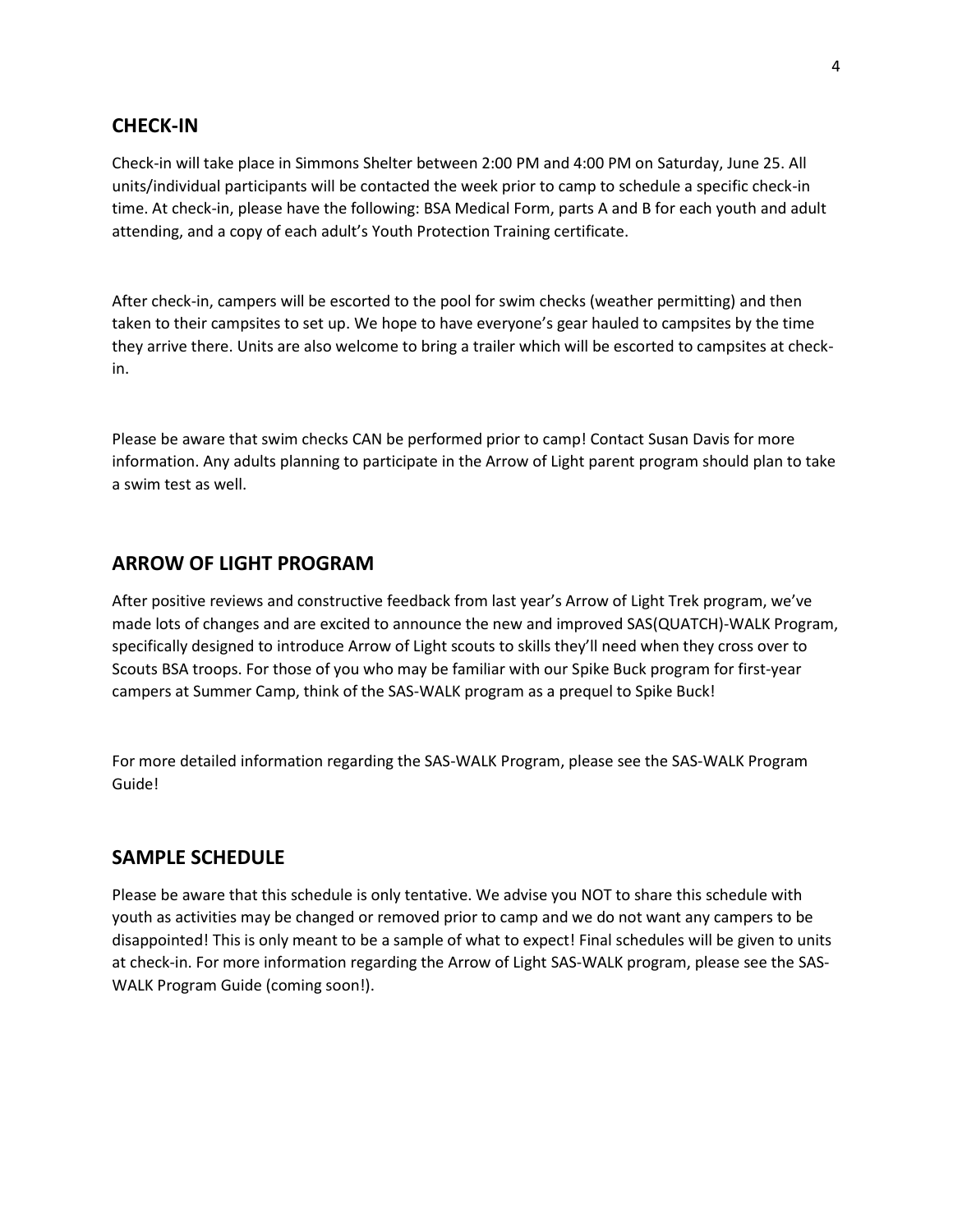## CHECK-IN

Check-in will take place in Simmons Shelter between 2:00 PM and 4:00 PM on Saturday, June 25. All units/individual participants will be contacted the week prior to camp to schedule a specific check-in time. At check-in, please have the following: BSA Medical Form, parts A and B for each youth and adult attending, and a copy of each adult's Youth Protection Training certificate.

After check-in, campers will be escorted to the pool for swim checks (weather permitting) and then taken to their campsites to set up. We hope to have everyone's gear hauled to campsites by the time they arrive there. Units are also welcome to bring a trailer which will be escorted to campsites at check-in.

Please be aware that swim checks CAN be performed prior to camp! Contact Susan Davis for more information. Any adults planning to participate in the Arrow of Light parent program should plan to take a swim test as well.

## ARROW OF LIGHT PROGRAM

After positive reviews and constructive feedback from last year's Arrow of Light Trek program, we've made lots of changes and are excited to announce the new and improved SAS(QUATCH)-WALK Program, specifically designed to introduce Arrow of Light scouts to skills they'll need when they cross over to Scouts BSA troops. For those of you who may be familiar with our Spike Buck program for first-year campers at Summer Camp, think of the SAS-WALK program as a prequel to Spike Buck!

For more detailed information regarding the SAS-WALK Program, please see the SAS-WALK Program Guide!

## SAMPLE SCHEDULE

Please be aware that this schedule is only tentative. We advise you NOT to share this schedule with youth as activities may be changed or removed prior to camp and we do not want any campers to be disappointed! This is only meant to be a sample of what to expect! Final schedules will be given to units at check-in. For more information regarding the Arrow of Light SAS-WALK program, please see the SAS-WALK Program Guide (coming soon!).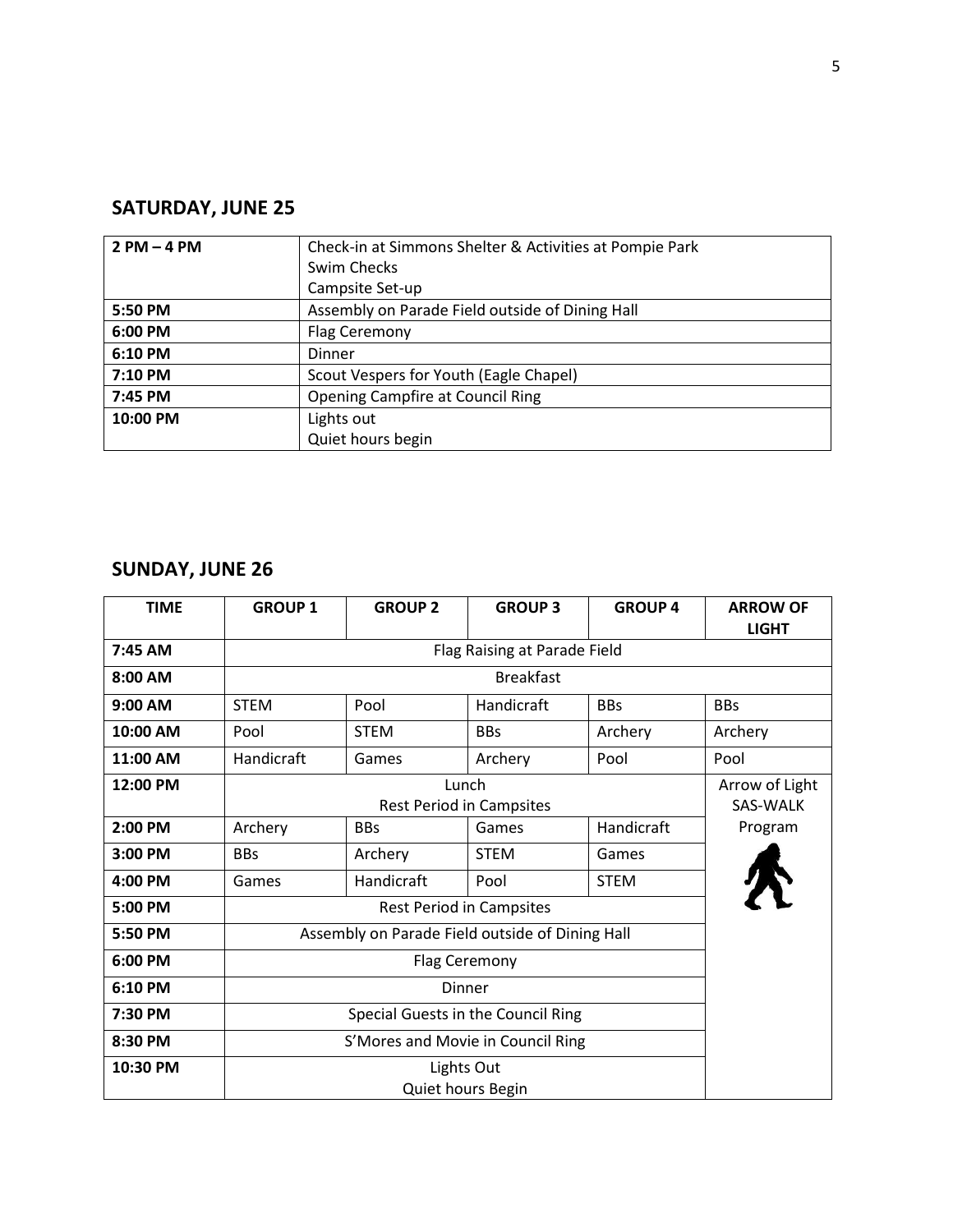## SATURDAY, JUNE 25

| | |
|---|---|
| **2 PM – 4 PM** | Check-in at Simmons Shelter & Activities at Pompie Park<br>Swim Checks<br>Campsite Set-up |
| **5:50 PM** | Assembly on Parade Field outside of Dining Hall |
| **6:00 PM** | Flag Ceremony |
| **6:10 PM** | Dinner |
| **7:10 PM** | Scout Vespers for Youth (Eagle Chapel) |
| **7:45 PM** | Opening Campfire at Council Ring |
| **10:00 PM** | Lights out<br>Quiet hours begin |

## SUNDAY, JUNE 26

| TIME | GROUP 1 | GROUP 2 | GROUP 3 | GROUP 4 | ARROW OF LIGHT |
|---|---|---|---|---|---|
| **7:45 AM** | Flag Raising at Parade Field | | | | |
| **8:00 AM** | Breakfast | | | | |
| **9:00 AM** | STEM | Pool | Handicraft | BBs | BBs |
| **10:00 AM** | Pool | STEM | BBs | Archery | Archery |
| **11:00 AM** | Handicraft | Games | Archery | Pool | Pool |
| **12:00 PM** | Lunch<br>Rest Period in Campsites | | | | Arrow of Light SAS-WALK Program |
| **2:00 PM** | Archery | BBs | Games | Handicraft | |
| **3:00 PM** | BBs | Archery | STEM | Games | |
| **4:00 PM** | Games | Handicraft | Pool | STEM | |
| **5:00 PM** | Rest Period in Campsites | | | | |
| **5:50 PM** | Assembly on Parade Field outside of Dining Hall | | | | |
| **6:00 PM** | Flag Ceremony | | | | |
| **6:10 PM** | Dinner | | | | |
| **7:30 PM** | Special Guests in the Council Ring | | | | |
| **8:30 PM** | S'Mores and Movie in Council Ring | | | | |
| **10:30 PM** | Lights Out<br>Quiet hours Begin | | | | |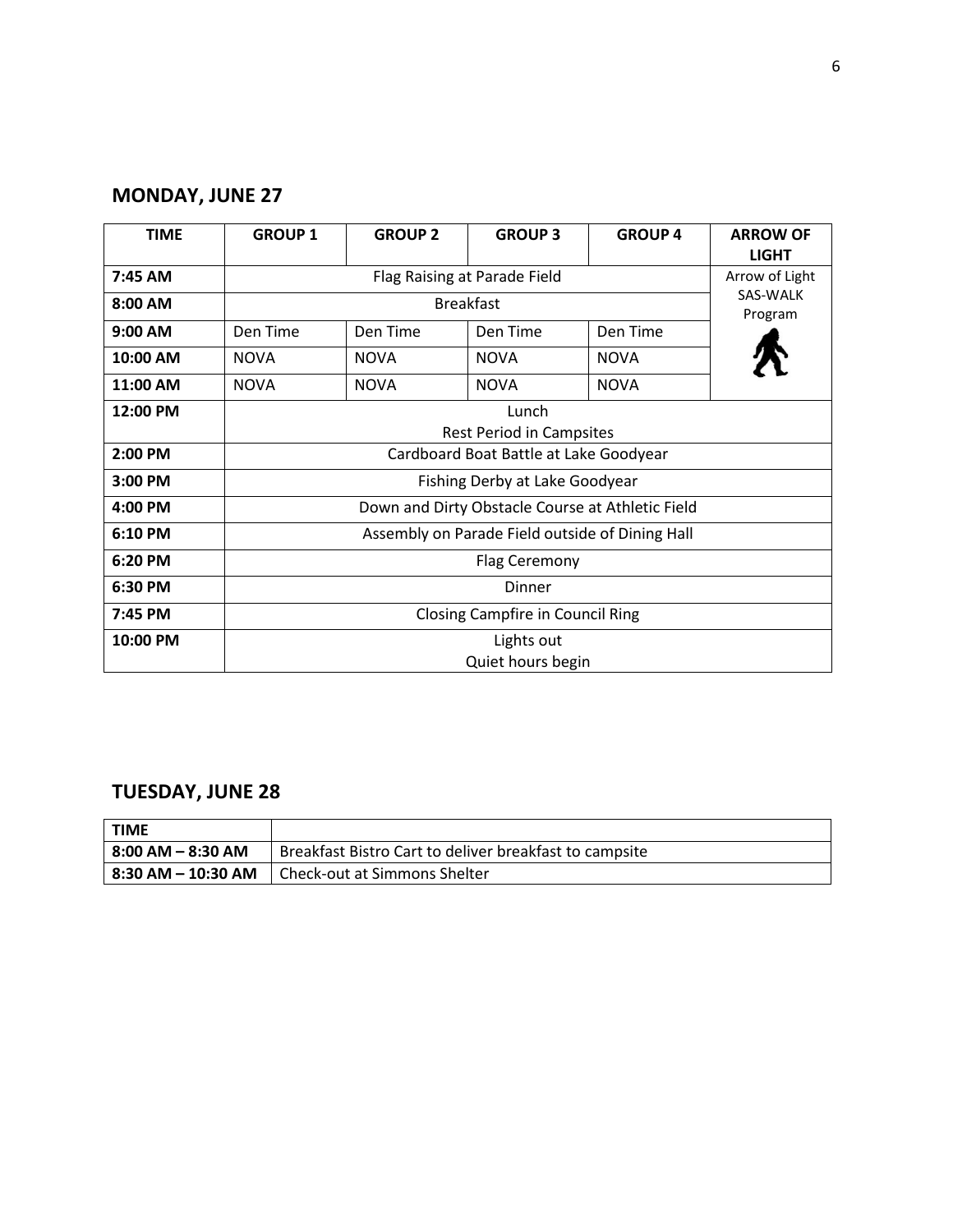## MONDAY, JUNE 27

| TIME | GROUP 1 | GROUP 2 | GROUP 3 | GROUP 4 | ARROW OF LIGHT |
|---|---|---|---|---|---|
| 7:45 AM | Flag Raising at Parade Field | | | | Arrow of Light SAS-WALK Program |
| 8:00 AM | Breakfast | | | | |
| 9:00 AM | Den Time | Den Time | Den Time | Den Time | |
| 10:00 AM | NOVA | NOVA | NOVA | NOVA | |
| 11:00 AM | NOVA | NOVA | NOVA | NOVA | |
| 12:00 PM | Lunch<br>Rest Period in Campsites | | | | |
| 2:00 PM | Cardboard Boat Battle at Lake Goodyear | | | | |
| 3:00 PM | Fishing Derby at Lake Goodyear | | | | |
| 4:00 PM | Down and Dirty Obstacle Course at Athletic Field | | | | |
| 6:10 PM | Assembly on Parade Field outside of Dining Hall | | | | |
| 6:20 PM | Flag Ceremony | | | | |
| 6:30 PM | Dinner | | | | |
| 7:45 PM | Closing Campfire in Council Ring | | | | |
| 10:00 PM | Lights out<br>Quiet hours begin | | | | |

## TUESDAY, JUNE 28

| TIME | |
|---|---|
| 8:00 AM – 8:30 AM | Breakfast Bistro Cart to deliver breakfast to campsite |
| 8:30 AM – 10:30 AM | Check-out at Simmons Shelter |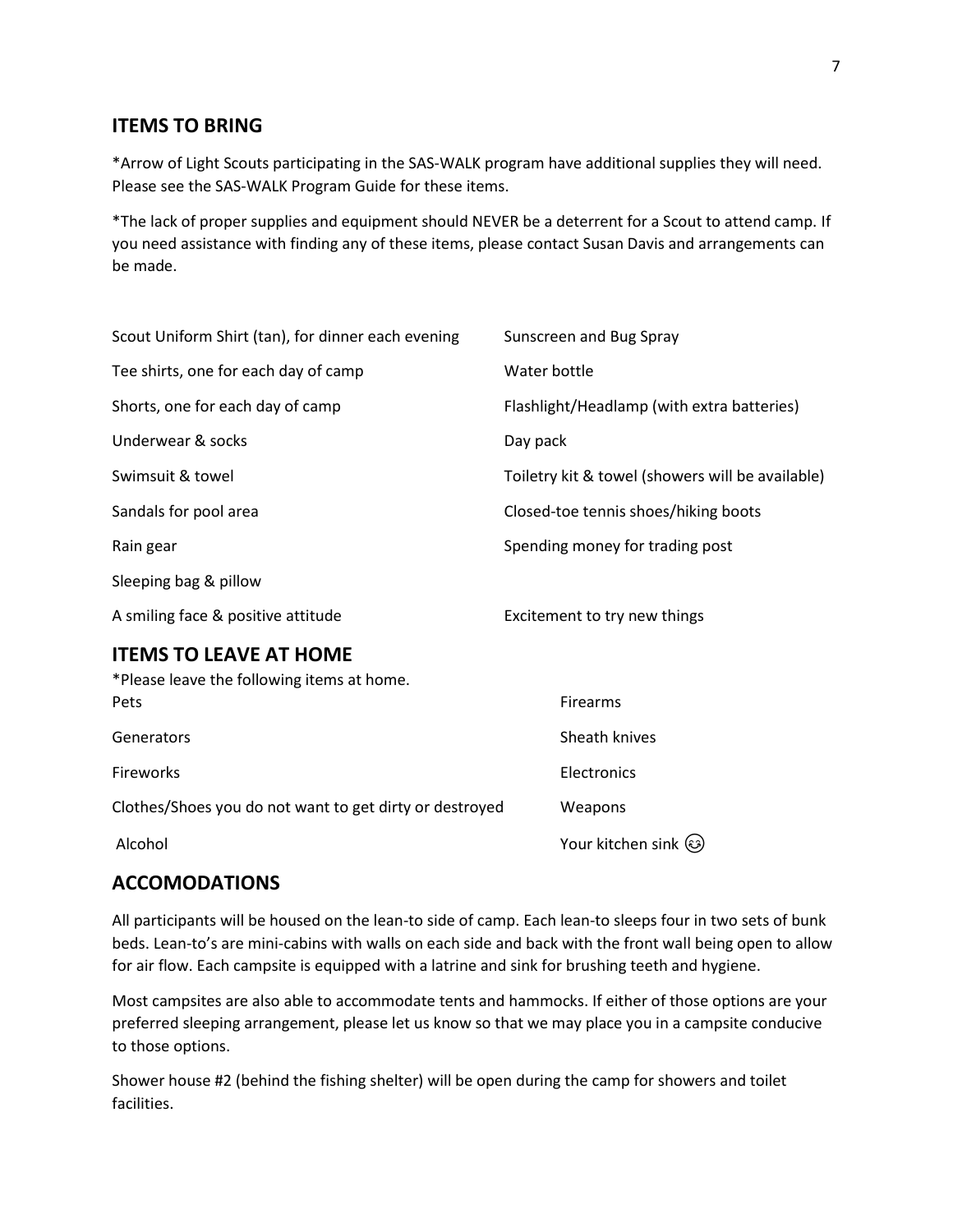## ITEMS TO BRING

*Arrow of Light Scouts participating in the SAS-WALK program have additional supplies they will need. Please see the SAS-WALK Program Guide for these items.

*The lack of proper supplies and equipment should NEVER be a deterrent for a Scout to attend camp. If you need assistance with finding any of these items, please contact Susan Davis and arrangements can be made.

| | |
|---|---|
| Scout Uniform Shirt (tan), for dinner each evening | Sunscreen and Bug Spray |
| Tee shirts, one for each day of camp | Water bottle |
| Shorts, one for each day of camp | Flashlight/Headlamp (with extra batteries) |
| Underwear & socks | Day pack |
| Swimsuit & towel | Toiletry kit & towel (showers will be available) |
| Sandals for pool area | Closed-toe tennis shoes/hiking boots |
| Rain gear | Spending money for trading post |
| Sleeping bag & pillow | |
| A smiling face & positive attitude | Excitement to try new things |

## ITEMS TO LEAVE AT HOME

*Please leave the following items at home.

| | |
|---|---|
| Pets | Firearms |
| Generators | Sheath knives |
| Fireworks | Electronics |
| Clothes/Shoes you do not want to get dirty or destroyed | Weapons |
| Alcohol | Your kitchen sink 😉 |

## ACCOMODATIONS

All participants will be housed on the lean-to side of camp. Each lean-to sleeps four in two sets of bunk beds. Lean-to's are mini-cabins with walls on each side and back with the front wall being open to allow for air flow. Each campsite is equipped with a latrine and sink for brushing teeth and hygiene.

Most campsites are also able to accommodate tents and hammocks. If either of those options are your preferred sleeping arrangement, please let us know so that we may place you in a campsite conducive to those options.

Shower house #2 (behind the fishing shelter) will be open during the camp for showers and toilet facilities.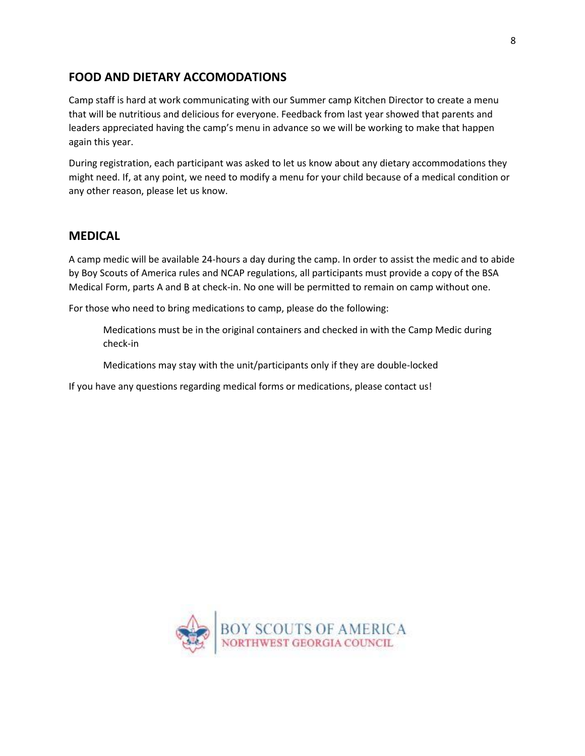## FOOD AND DIETARY ACCOMODATIONS

Camp staff is hard at work communicating with our Summer camp Kitchen Director to create a menu that will be nutritious and delicious for everyone. Feedback from last year showed that parents and leaders appreciated having the camp's menu in advance so we will be working to make that happen again this year.

During registration, each participant was asked to let us know about any dietary accommodations they might need. If, at any point, we need to modify a menu for your child because of a medical condition or any other reason, please let us know.

## MEDICAL

A camp medic will be available 24-hours a day during the camp. In order to assist the medic and to abide by Boy Scouts of America rules and NCAP regulations, all participants must provide a copy of the BSA Medical Form, parts A and B at check-in. No one will be permitted to remain on camp without one.

For those who need to bring medications to camp, please do the following:

> Medications must be in the original containers and checked in with the Camp Medic during check-in
>
> Medications may stay with the unit/participants only if they are double-locked

If you have any questions regarding medical forms or medications, please contact us!

BOY SCOUTS OF AMERICA
NORTHWEST GEORGIA COUNCIL